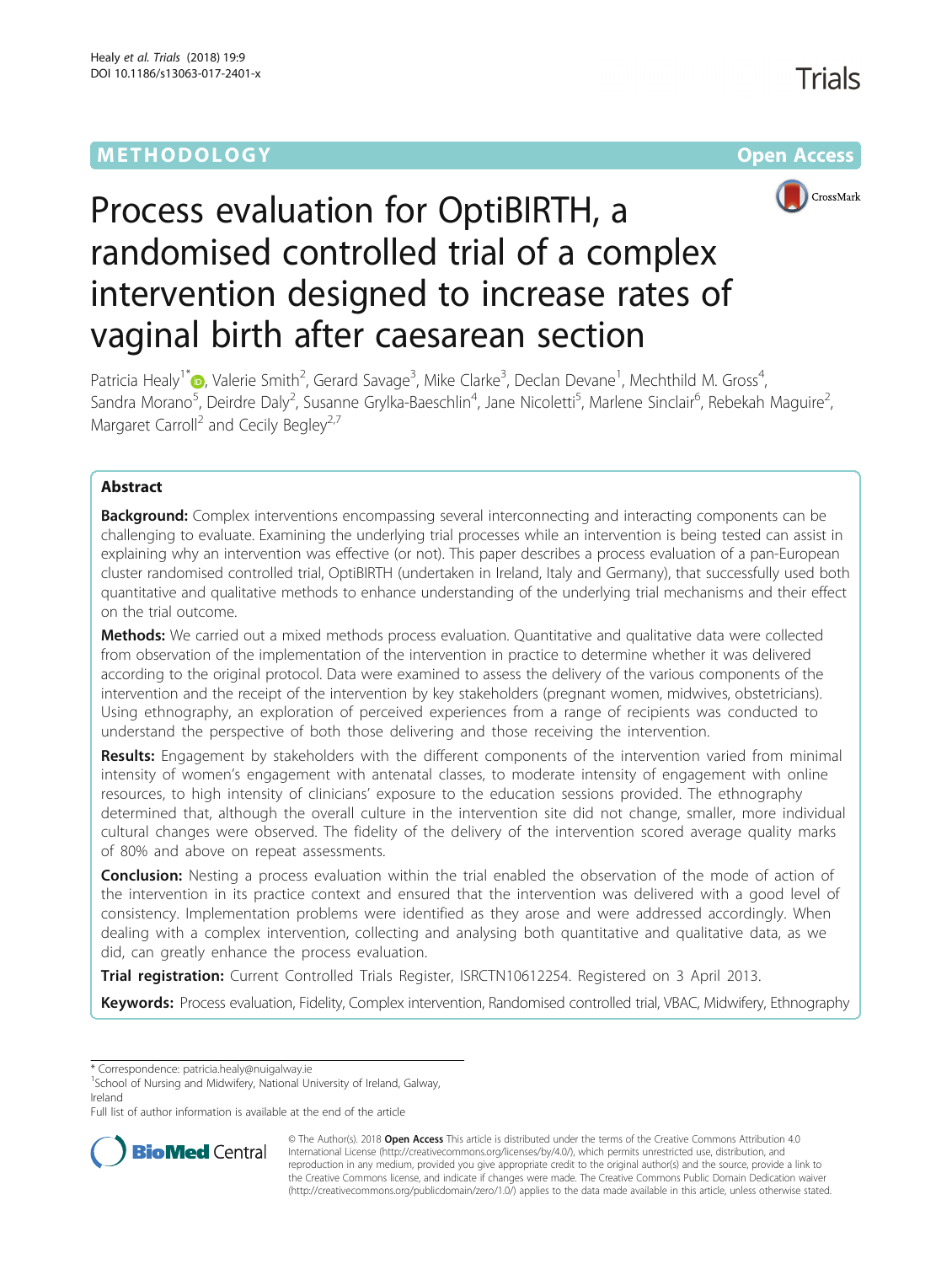METHODOLOGY Open Access

# Process evaluation for OptiBIRTH, a randomised controlled trial of a complex intervention designed to increase rates of vaginal birth after caesarean section

Patricia Healy[1*], Valerie Smith[2], Gerard Savage[3], Mike Clarke[3], Declan Devane[1], Mechthild M. Gross[4], Sandra Morano[5], Deirdre Daly[2], Susanne Grylka-Baeschlin[4], Jane Nicoletti[5], Marlene Sinclair[6], Rebekah Maguire[2], Margaret Carroll[2] and Cecily Begley[2,7]

## Abstract

**Background:** Complex interventions encompassing several interconnecting and interacting components can be challenging to evaluate. Examining the underlying trial processes while an intervention is being tested can assist in explaining why an intervention was effective (or not). This paper describes a process evaluation of a pan-European cluster randomised controlled trial, OptiBIRTH (undertaken in Ireland, Italy and Germany), that successfully used both quantitative and qualitative methods to enhance understanding of the underlying trial mechanisms and their effect on the trial outcome.

**Methods:** We carried out a mixed methods process evaluation. Quantitative and qualitative data were collected from observation of the implementation of the intervention in practice to determine whether it was delivered according to the original protocol. Data were examined to assess the delivery of the various components of the intervention and the receipt of the intervention by key stakeholders (pregnant women, midwives, obstetricians). Using ethnography, an exploration of perceived experiences from a range of recipients was conducted to understand the perspective of both those delivering and those receiving the intervention.

**Results:** Engagement by stakeholders with the different components of the intervention varied from minimal intensity of women's engagement with antenatal classes, to moderate intensity of engagement with online resources, to high intensity of clinicians' exposure to the education sessions provided. The ethnography determined that, although the overall culture in the intervention site did not change, smaller, more individual cultural changes were observed. The fidelity of the delivery of the intervention scored average quality marks of 80% and above on repeat assessments.

**Conclusion:** Nesting a process evaluation within the trial enabled the observation of the mode of action of the intervention in its practice context and ensured that the intervention was delivered with a good level of consistency. Implementation problems were identified as they arose and were addressed accordingly. When dealing with a complex intervention, collecting and analysing both quantitative and qualitative data, as we did, can greatly enhance the process evaluation.

**Trial registration:** Current Controlled Trials Register, ISRCTN10612254. Registered on 3 April 2013.

**Keywords:** Process evaluation, Fidelity, Complex intervention, Randomised controlled trial, VBAC, Midwifery, Ethnography

\* Correspondence: patricia.healy@nuigalway.ie

[1]School of Nursing and Midwifery, National University of Ireland, Galway, Ireland

Full list of author information is available at the end of the article

© The Author(s). 2018 **Open Access** This article is distributed under the terms of the Creative Commons Attribution 4.0 International License (http://creativecommons.org/licenses/by/4.0/), which permits unrestricted use, distribution, and reproduction in any medium, provided you give appropriate credit to the original author(s) and the source, provide a link to the Creative Commons license, and indicate if changes were made. The Creative Commons Public Domain Dedication waiver (http://creativecommons.org/publicdomain/zero/1.0/) applies to the data made available in this article, unless otherwise stated.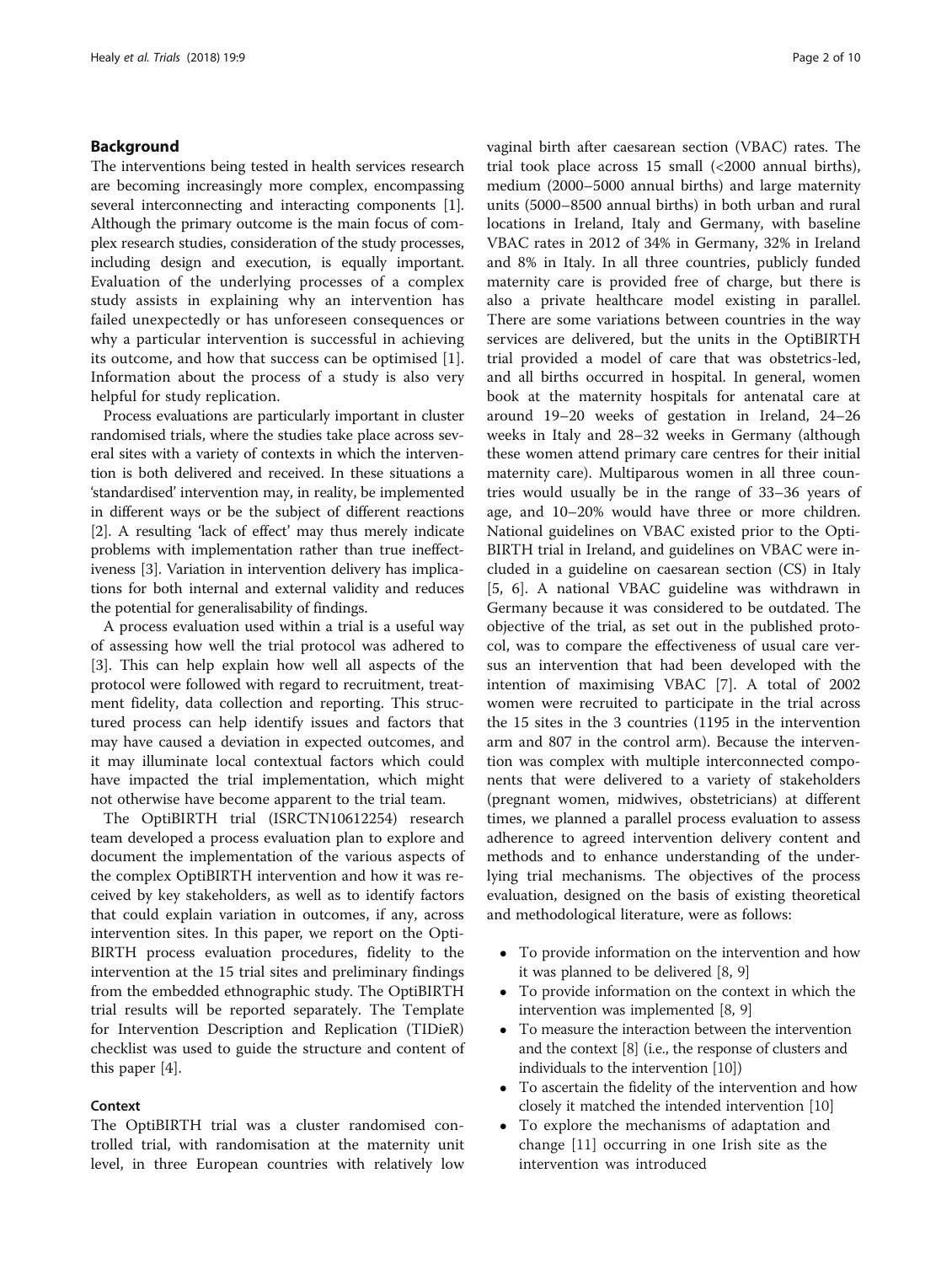## Background

The interventions being tested in health services research are becoming increasingly more complex, encompassing several interconnecting and interacting components [1]. Although the primary outcome is the main focus of complex research studies, consideration of the study processes, including design and execution, is equally important. Evaluation of the underlying processes of a complex study assists in explaining why an intervention has failed unexpectedly or has unforeseen consequences or why a particular intervention is successful in achieving its outcome, and how that success can be optimised [1]. Information about the process of a study is also very helpful for study replication.

Process evaluations are particularly important in cluster randomised trials, where the studies take place across several sites with a variety of contexts in which the intervention is both delivered and received. In these situations a 'standardised' intervention may, in reality, be implemented in different ways or be the subject of different reactions [2]. A resulting 'lack of effect' may thus merely indicate problems with implementation rather than true ineffectiveness [3]. Variation in intervention delivery has implications for both internal and external validity and reduces the potential for generalisability of findings.

A process evaluation used within a trial is a useful way of assessing how well the trial protocol was adhered to [3]. This can help explain how well all aspects of the protocol were followed with regard to recruitment, treatment fidelity, data collection and reporting. This structured process can help identify issues and factors that may have caused a deviation in expected outcomes, and it may illuminate local contextual factors which could have impacted the trial implementation, which might not otherwise have become apparent to the trial team.

The OptiBIRTH trial (ISRCTN10612254) research team developed a process evaluation plan to explore and document the implementation of the various aspects of the complex OptiBIRTH intervention and how it was received by key stakeholders, as well as to identify factors that could explain variation in outcomes, if any, across intervention sites. In this paper, we report on the OptiBIRTH process evaluation procedures, fidelity to the intervention at the 15 trial sites and preliminary findings from the embedded ethnographic study. The OptiBIRTH trial results will be reported separately. The Template for Intervention Description and Replication (TIDieR) checklist was used to guide the structure and content of this paper [4].

### Context

The OptiBIRTH trial was a cluster randomised controlled trial, with randomisation at the maternity unit level, in three European countries with relatively low vaginal birth after caesarean section (VBAC) rates. The trial took place across 15 small (<2000 annual births), medium (2000–5000 annual births) and large maternity units (5000–8500 annual births) in both urban and rural locations in Ireland, Italy and Germany, with baseline VBAC rates in 2012 of 34% in Germany, 32% in Ireland and 8% in Italy. In all three countries, publicly funded maternity care is provided free of charge, but there is also a private healthcare model existing in parallel. There are some variations between countries in the way services are delivered, but the units in the OptiBIRTH trial provided a model of care that was obstetrics-led, and all births occurred in hospital. In general, women book at the maternity hospitals for antenatal care at around 19–20 weeks of gestation in Ireland, 24–26 weeks in Italy and 28–32 weeks in Germany (although these women attend primary care centres for their initial maternity care). Multiparous women in all three countries would usually be in the range of 33–36 years of age, and 10–20% would have three or more children. National guidelines on VBAC existed prior to the OptiBIRTH trial in Ireland, and guidelines on VBAC were included in a guideline on caesarean section (CS) in Italy [5, 6]. A national VBAC guideline was withdrawn in Germany because it was considered to be outdated. The objective of the trial, as set out in the published protocol, was to compare the effectiveness of usual care versus an intervention that had been developed with the intention of maximising VBAC [7]. A total of 2002 women were recruited to participate in the trial across the 15 sites in the 3 countries (1195 in the intervention arm and 807 in the control arm). Because the intervention was complex with multiple interconnected components that were delivered to a variety of stakeholders (pregnant women, midwives, obstetricians) at different times, we planned a parallel process evaluation to assess adherence to agreed intervention delivery content and methods and to enhance understanding of the underlying trial mechanisms. The objectives of the process evaluation, designed on the basis of existing theoretical and methodological literature, were as follows:

- To provide information on the intervention and how it was planned to be delivered [8, 9]
- To provide information on the context in which the intervention was implemented [8, 9]
- To measure the interaction between the intervention and the context [8] (i.e., the response of clusters and individuals to the intervention [10])
- To ascertain the fidelity of the intervention and how closely it matched the intended intervention [10]
- To explore the mechanisms of adaptation and change [11] occurring in one Irish site as the intervention was introduced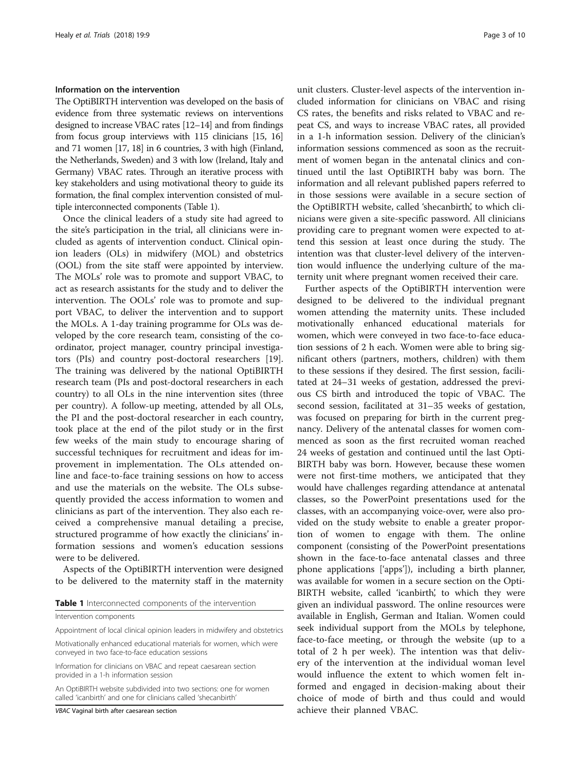### Information on the intervention

The OptiBIRTH intervention was developed on the basis of evidence from three systematic reviews on interventions designed to increase VBAC rates [12–14] and from findings from focus group interviews with 115 clinicians [15, 16] and 71 women [17, 18] in 6 countries, 3 with high (Finland, the Netherlands, Sweden) and 3 with low (Ireland, Italy and Germany) VBAC rates. Through an iterative process with key stakeholders and using motivational theory to guide its formation, the final complex intervention consisted of multiple interconnected components (Table 1).

Once the clinical leaders of a study site had agreed to the site's participation in the trial, all clinicians were included as agents of intervention conduct. Clinical opinion leaders (OLs) in midwifery (MOL) and obstetrics (OOL) from the site staff were appointed by interview. The MOLs' role was to promote and support VBAC, to act as research assistants for the study and to deliver the intervention. The OOLs' role was to promote and support VBAC, to deliver the intervention and to support the MOLs. A 1-day training programme for OLs was developed by the core research team, consisting of the coordinator, project manager, country principal investigators (PIs) and country post-doctoral researchers [19]. The training was delivered by the national OptiBIRTH research team (PIs and post-doctoral researchers in each country) to all OLs in the nine intervention sites (three per country). A follow-up meeting, attended by all OLs, the PI and the post-doctoral researcher in each country, took place at the end of the pilot study or in the first few weeks of the main study to encourage sharing of successful techniques for recruitment and ideas for improvement in implementation. The OLs attended online and face-to-face training sessions on how to access and use the materials on the website. The OLs subsequently provided the access information to women and clinicians as part of the intervention. They also each received a comprehensive manual detailing a precise, structured programme of how exactly the clinicians' information sessions and women's education sessions were to be delivered.

Aspects of the OptiBIRTH intervention were designed to be delivered to the maternity staff in the maternity unit clusters. Cluster-level aspects of the intervention included information for clinicians on VBAC and rising CS rates, the benefits and risks related to VBAC and repeat CS, and ways to increase VBAC rates, all provided in a 1-h information session. Delivery of the clinician's information sessions commenced as soon as the recruitment of women began in the antenatal clinics and continued until the last OptiBIRTH baby was born. The information and all relevant published papers referred to in those sessions were available in a secure section of the OptiBIRTH website, called 'shecanbirth', to which clinicians were given a site-specific password. All clinicians providing care to pregnant women were expected to attend this session at least once during the study. The intention was that cluster-level delivery of the intervention would influence the underlying culture of the maternity unit where pregnant women received their care.

Further aspects of the OptiBIRTH intervention were designed to be delivered to the individual pregnant women attending the maternity units. These included motivationally enhanced educational materials for women, which were conveyed in two face-to-face education sessions of 2 h each. Women were able to bring significant others (partners, mothers, children) with them to these sessions if they desired. The first session, facilitated at 24–31 weeks of gestation, addressed the previous CS birth and introduced the topic of VBAC. The second session, facilitated at 31–35 weeks of gestation, was focused on preparing for birth in the current pregnancy. Delivery of the antenatal classes for women commenced as soon as the first recruited woman reached 24 weeks of gestation and continued until the last OptiBIRTH baby was born. However, because these women were not first-time mothers, we anticipated that they would have challenges regarding attendance at antenatal classes, so the PowerPoint presentations used for the classes, with an accompanying voice-over, were also provided on the study website to enable a greater proportion of women to engage with them. The online component (consisting of the PowerPoint presentations shown in the face-to-face antenatal classes and three phone applications ['apps']), including a birth planner, was available for women in a secure section on the OptiBIRTH website, called 'icanbirth', to which they were given an individual password. The online resources were available in English, German and Italian. Women could seek individual support from the MOLs by telephone, face-to-face meeting, or through the website (up to a total of 2 h per week). The intention was that delivery of the intervention at the individual woman level would influence the extent to which women felt informed and engaged in decision-making about their choice of mode of birth and thus could and would achieve their planned VBAC.

**Table 1** Interconnected components of the intervention

| Intervention components |
|---|
| Appointment of local clinical opinion leaders in midwifery and obstetrics |
| Motivationally enhanced educational materials for women, which were conveyed in two face-to-face education sessions |
| Information for clinicians on VBAC and repeat caesarean section provided in a 1-h information session |
| An OptiBIRTH website subdivided into two sections: one for women called 'icanbirth' and one for clinicians called 'shecanbirth' |

*VBAC* Vaginal birth after caesarean section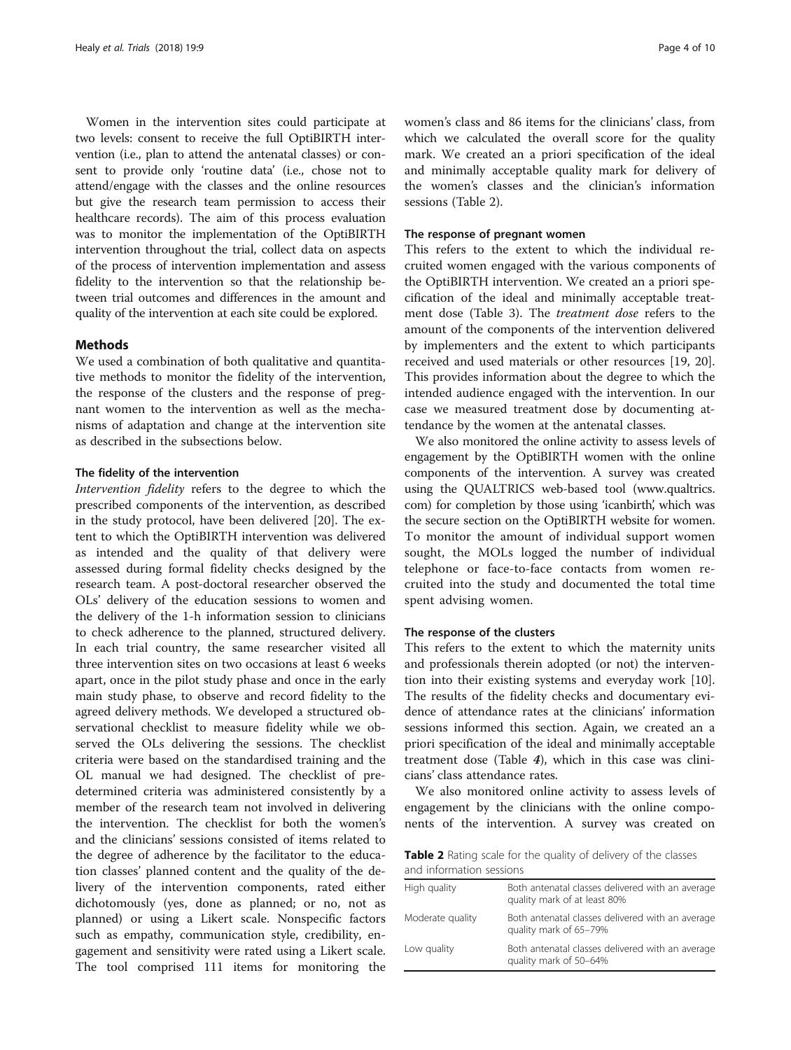Women in the intervention sites could participate at two levels: consent to receive the full OptiBIRTH intervention (i.e., plan to attend the antenatal classes) or consent to provide only 'routine data' (i.e., chose not to attend/engage with the classes and the online resources but give the research team permission to access their healthcare records). The aim of this process evaluation was to monitor the implementation of the OptiBIRTH intervention throughout the trial, collect data on aspects of the process of intervention implementation and assess fidelity to the intervention so that the relationship between trial outcomes and differences in the amount and quality of the intervention at each site could be explored.

## Methods

We used a combination of both qualitative and quantitative methods to monitor the fidelity of the intervention, the response of the clusters and the response of pregnant women to the intervention as well as the mechanisms of adaptation and change at the intervention site as described in the subsections below.

### The fidelity of the intervention

*Intervention fidelity* refers to the degree to which the prescribed components of the intervention, as described in the study protocol, have been delivered [20]. The extent to which the OptiBIRTH intervention was delivered as intended and the quality of that delivery were assessed during formal fidelity checks designed by the research team. A post-doctoral researcher observed the OLs' delivery of the education sessions to women and the delivery of the 1-h information session to clinicians to check adherence to the planned, structured delivery. In each trial country, the same researcher visited all three intervention sites on two occasions at least 6 weeks apart, once in the pilot study phase and once in the early main study phase, to observe and record fidelity to the agreed delivery methods. We developed a structured observational checklist to measure fidelity while we observed the OLs delivering the sessions. The checklist criteria were based on the standardised training and the OL manual we had designed. The checklist of predetermined criteria was administered consistently by a member of the research team not involved in delivering the intervention. The checklist for both the women's and the clinicians' sessions consisted of items related to the degree of adherence by the facilitator to the education classes' planned content and the quality of the delivery of the intervention components, rated either dichotomously (yes, done as planned; or no, not as planned) or using a Likert scale. Nonspecific factors such as empathy, communication style, credibility, engagement and sensitivity were rated using a Likert scale. The tool comprised 111 items for monitoring the women's class and 86 items for the clinicians' class, from which we calculated the overall score for the quality mark. We created an a priori specification of the ideal and minimally acceptable quality mark for delivery of the women's classes and the clinician's information sessions (Table 2).

### The response of pregnant women

This refers to the extent to which the individual recruited women engaged with the various components of the OptiBIRTH intervention. We created an a priori specification of the ideal and minimally acceptable treatment dose (Table 3). The *treatment dose* refers to the amount of the components of the intervention delivered by implementers and the extent to which participants received and used materials or other resources [19, 20]. This provides information about the degree to which the intended audience engaged with the intervention. In our case we measured treatment dose by documenting attendance by the women at the antenatal classes.

We also monitored the online activity to assess levels of engagement by the OptiBIRTH women with the online components of the intervention. A survey was created using the QUALTRICS web-based tool (www.qualtrics.com) for completion by those using 'icanbirth', which was the secure section on the OptiBIRTH website for women. To monitor the amount of individual support women sought, the MOLs logged the number of individual telephone or face-to-face contacts from women recruited into the study and documented the total time spent advising women.

### The response of the clusters

This refers to the extent to which the maternity units and professionals therein adopted (or not) the intervention into their existing systems and everyday work [10]. The results of the fidelity checks and documentary evidence of attendance rates at the clinicians' information sessions informed this section. Again, we created an a priori specification of the ideal and minimally acceptable treatment dose (Table 4), which in this case was clinicians' class attendance rates.

We also monitored online activity to assess levels of engagement by the clinicians with the online components of the intervention. A survey was created on

**Table 2** Rating scale for the quality of delivery of the classes and information sessions

| | |
|---|---|
| High quality | Both antenatal classes delivered with an average quality mark of at least 80% |
| Moderate quality | Both antenatal classes delivered with an average quality mark of 65–79% |
| Low quality | Both antenatal classes delivered with an average quality mark of 50–64% |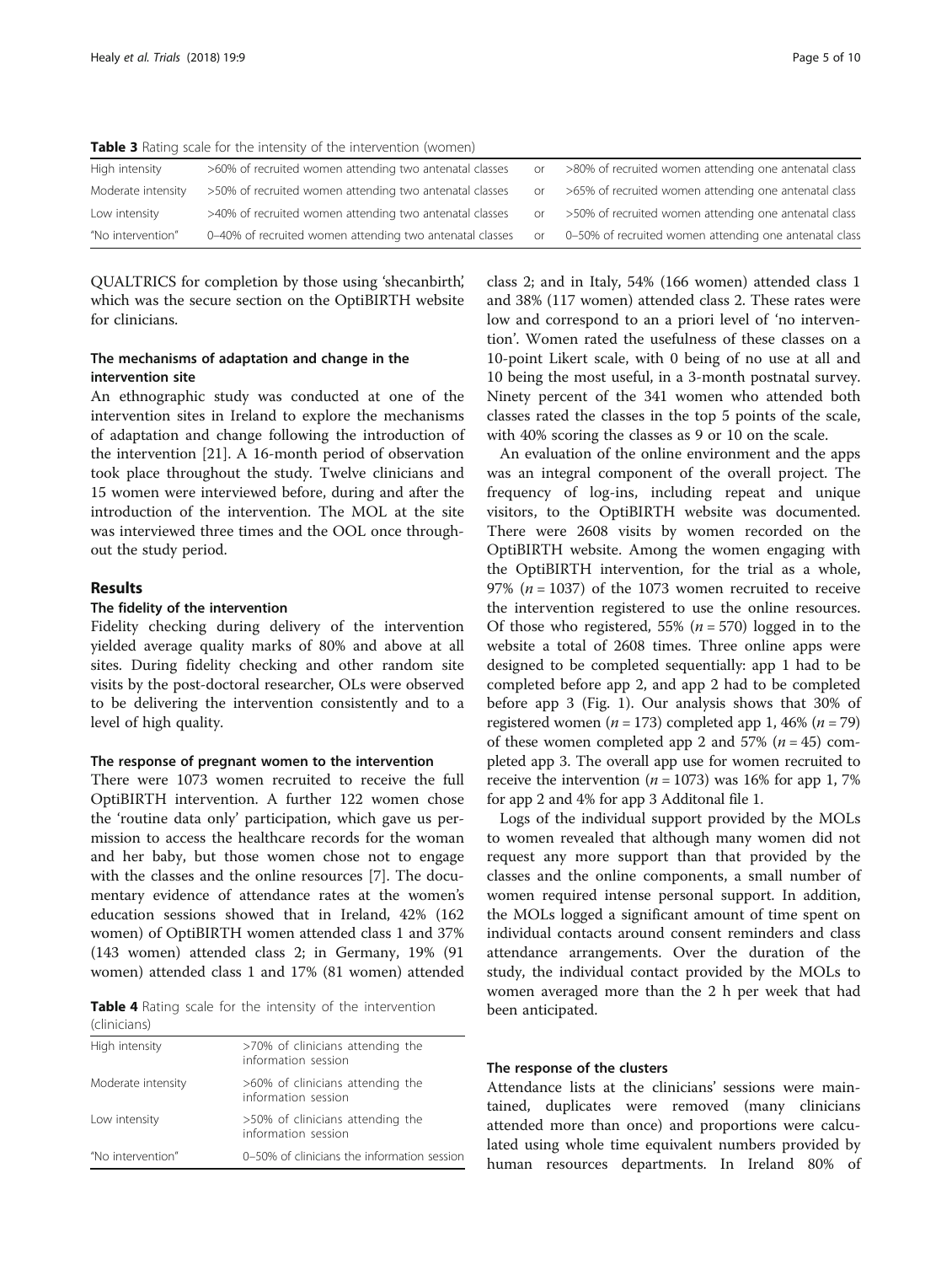**Table 3** Rating scale for the intensity of the intervention (women)

| | | | |
|---|---|---|---|
| High intensity | >60% of recruited women attending two antenatal classes | or | >80% of recruited women attending one antenatal class |
| Moderate intensity | >50% of recruited women attending two antenatal classes | or | >65% of recruited women attending one antenatal class |
| Low intensity | >40% of recruited women attending two antenatal classes | or | >50% of recruited women attending one antenatal class |
| "No intervention" | 0–40% of recruited women attending two antenatal classes | or | 0–50% of recruited women attending one antenatal class |

QUALTRICS for completion by those using 'shecanbirth', which was the secure section on the OptiBIRTH website for clinicians.

### The mechanisms of adaptation and change in the intervention site

An ethnographic study was conducted at one of the intervention sites in Ireland to explore the mechanisms of adaptation and change following the introduction of the intervention [21]. A 16-month period of observation took place throughout the study. Twelve clinicians and 15 women were interviewed before, during and after the introduction of the intervention. The MOL at the site was interviewed three times and the OOL once throughout the study period.

## Results

### The fidelity of the intervention

Fidelity checking during delivery of the intervention yielded average quality marks of 80% and above at all sites. During fidelity checking and other random site visits by the post-doctoral researcher, OLs were observed to be delivering the intervention consistently and to a level of high quality.

### The response of pregnant women to the intervention

There were 1073 women recruited to receive the full OptiBIRTH intervention. A further 122 women chose the 'routine data only' participation, which gave us permission to access the healthcare records for the woman and her baby, but those women chose not to engage with the classes and the online resources [7]. The documentary evidence of attendance rates at the women's education sessions showed that in Ireland, 42% (162 women) of OptiBIRTH women attended class 1 and 37% (143 women) attended class 2; in Germany, 19% (91 women) attended class 1 and 17% (81 women) attended class 2; and in Italy, 54% (166 women) attended class 1 and 38% (117 women) attended class 2. These rates were low and correspond to an a priori level of 'no intervention'. Women rated the usefulness of these classes on a 10-point Likert scale, with 0 being of no use at all and 10 being the most useful, in a 3-month postnatal survey. Ninety percent of the 341 women who attended both classes rated the classes in the top 5 points of the scale, with 40% scoring the classes as 9 or 10 on the scale.

**Table 4** Rating scale for the intensity of the intervention (clinicians)

| | |
|---|---|
| High intensity | >70% of clinicians attending the information session |
| Moderate intensity | >60% of clinicians attending the information session |
| Low intensity | >50% of clinicians attending the information session |
| "No intervention" | 0–50% of clinicians the information session |

An evaluation of the online environment and the apps was an integral component of the overall project. The frequency of log-ins, including repeat and unique visitors, to the OptiBIRTH website was documented. There were 2608 visits by women recorded on the OptiBIRTH website. Among the women engaging with the OptiBIRTH intervention, for the trial as a whole, 97% ($n = 1037$) of the 1073 women recruited to receive the intervention registered to use the online resources. Of those who registered, 55% ($n = 570$) logged in to the website a total of 2608 times. Three online apps were designed to be completed sequentially: app 1 had to be completed before app 2, and app 2 had to be completed before app 3 (Fig. 1). Our analysis shows that 30% of registered women ($n = 173$) completed app 1, 46% ($n = 79$) of these women completed app 2 and 57% ($n = 45$) completed app 3. The overall app use for women recruited to receive the intervention ($n = 1073$) was 16% for app 1, 7% for app 2 and 4% for app 3 Additonal file 1.

Logs of the individual support provided by the MOLs to women revealed that although many women did not request any more support than that provided by the classes and the online components, a small number of women required intense personal support. In addition, the MOLs logged a significant amount of time spent on individual contacts around consent reminders and class attendance arrangements. Over the duration of the study, the individual contact provided by the MOLs to women averaged more than the 2 h per week that had been anticipated.

### The response of the clusters

Attendance lists at the clinicians' sessions were maintained, duplicates were removed (many clinicians attended more than once) and proportions were calculated using whole time equivalent numbers provided by human resources departments. In Ireland 80% of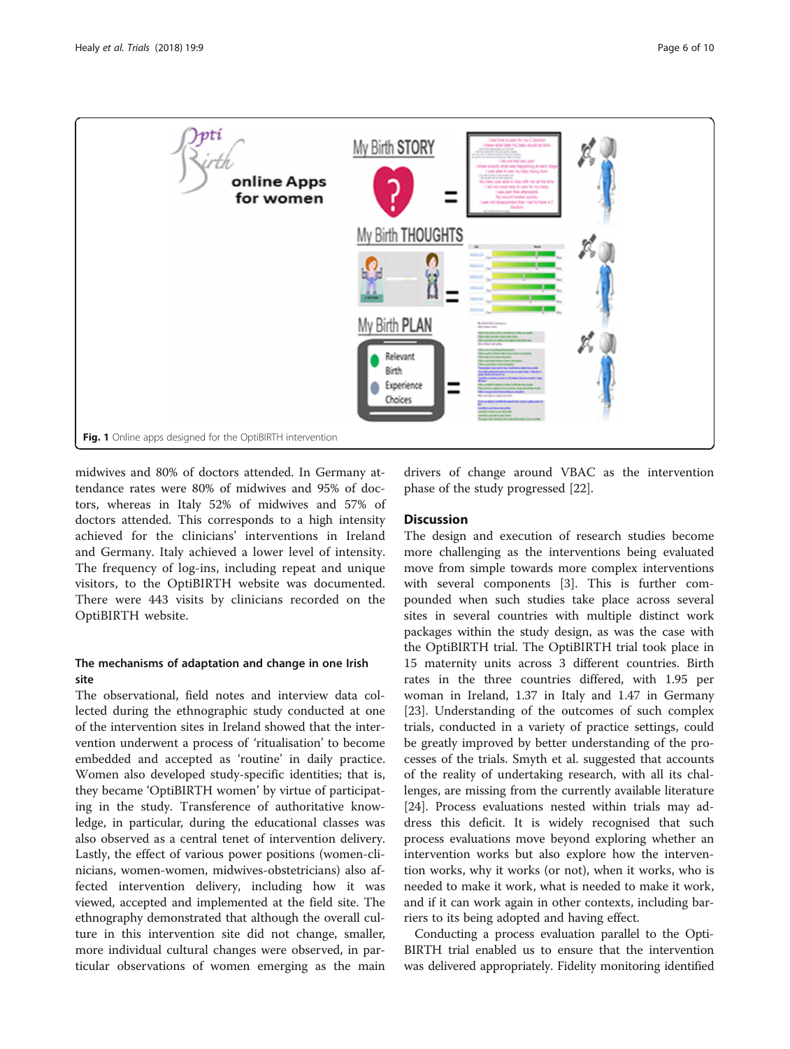Fig. 1 Online apps designed for the OptiBIRTH intervention

midwives and 80% of doctors attended. In Germany attendance rates were 80% of midwives and 95% of doctors, whereas in Italy 52% of midwives and 57% of doctors attended. This corresponds to a high intensity achieved for the clinicians' interventions in Ireland and Germany. Italy achieved a lower level of intensity. The frequency of log-ins, including repeat and unique visitors, to the OptiBIRTH website was documented. There were 443 visits by clinicians recorded on the OptiBIRTH website.

### The mechanisms of adaptation and change in one Irish site

The observational, field notes and interview data collected during the ethnographic study conducted at one of the intervention sites in Ireland showed that the intervention underwent a process of 'ritualisation' to become embedded and accepted as 'routine' in daily practice. Women also developed study-specific identities; that is, they became 'OptiBIRTH women' by virtue of participating in the study. Transference of authoritative knowledge, in particular, during the educational classes was also observed as a central tenet of intervention delivery. Lastly, the effect of various power positions (women-clinicians, women-women, midwives-obstetricians) also affected intervention delivery, including how it was viewed, accepted and implemented at the field site. The ethnography demonstrated that although the overall culture in this intervention site did not change, smaller, more individual cultural changes were observed, in particular observations of women emerging as the main drivers of change around VBAC as the intervention phase of the study progressed [22].

## Discussion

The design and execution of research studies become more challenging as the interventions being evaluated move from simple towards more complex interventions with several components [3]. This is further compounded when such studies take place across several sites in several countries with multiple distinct work packages within the study design, as was the case with the OptiBIRTH trial. The OptiBIRTH trial took place in 15 maternity units across 3 different countries. Birth rates in the three countries differed, with 1.95 per woman in Ireland, 1.37 in Italy and 1.47 in Germany [23]. Understanding of the outcomes of such complex trials, conducted in a variety of practice settings, could be greatly improved by better understanding of the processes of the trials. Smyth et al. suggested that accounts of the reality of undertaking research, with all its challenges, are missing from the currently available literature [24]. Process evaluations nested within trials may address this deficit. It is widely recognised that such process evaluations move beyond exploring whether an intervention works but also explore how the intervention works, why it works (or not), when it works, who is needed to make it work, what is needed to make it work, and if it can work again in other contexts, including barriers to its being adopted and having effect.

Conducting a process evaluation parallel to the OptiBIRTH trial enabled us to ensure that the intervention was delivered appropriately. Fidelity monitoring identified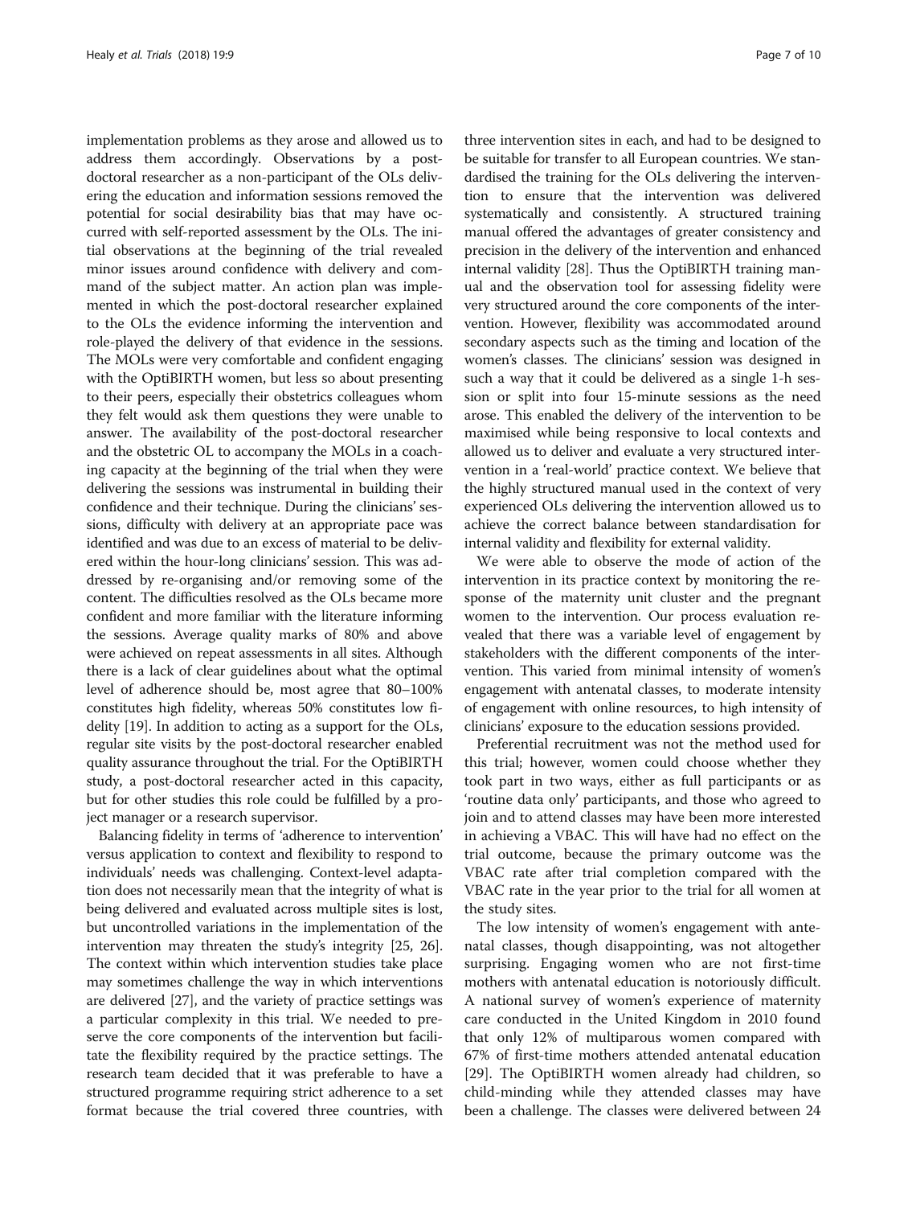implementation problems as they arose and allowed us to address them accordingly. Observations by a post-doctoral researcher as a non-participant of the OLs delivering the education and information sessions removed the potential for social desirability bias that may have occurred with self-reported assessment by the OLs. The initial observations at the beginning of the trial revealed minor issues around confidence with delivery and command of the subject matter. An action plan was implemented in which the post-doctoral researcher explained to the OLs the evidence informing the intervention and role-played the delivery of that evidence in the sessions. The MOLs were very comfortable and confident engaging with the OptiBIRTH women, but less so about presenting to their peers, especially their obstetrics colleagues whom they felt would ask them questions they were unable to answer. The availability of the post-doctoral researcher and the obstetric OL to accompany the MOLs in a coaching capacity at the beginning of the trial when they were delivering the sessions was instrumental in building their confidence and their technique. During the clinicians' sessions, difficulty with delivery at an appropriate pace was identified and was due to an excess of material to be delivered within the hour-long clinicians' session. This was addressed by re-organising and/or removing some of the content. The difficulties resolved as the OLs became more confident and more familiar with the literature informing the sessions. Average quality marks of 80% and above were achieved on repeat assessments in all sites. Although there is a lack of clear guidelines about what the optimal level of adherence should be, most agree that 80–100% constitutes high fidelity, whereas 50% constitutes low fidelity [19]. In addition to acting as a support for the OLs, regular site visits by the post-doctoral researcher enabled quality assurance throughout the trial. For the OptiBIRTH study, a post-doctoral researcher acted in this capacity, but for other studies this role could be fulfilled by a project manager or a research supervisor.

Balancing fidelity in terms of 'adherence to intervention' versus application to context and flexibility to respond to individuals' needs was challenging. Context-level adaptation does not necessarily mean that the integrity of what is being delivered and evaluated across multiple sites is lost, but uncontrolled variations in the implementation of the intervention may threaten the study's integrity [25, 26]. The context within which intervention studies take place may sometimes challenge the way in which interventions are delivered [27], and the variety of practice settings was a particular complexity in this trial. We needed to preserve the core components of the intervention but facilitate the flexibility required by the practice settings. The research team decided that it was preferable to have a structured programme requiring strict adherence to a set format because the trial covered three countries, with three intervention sites in each, and had to be designed to be suitable for transfer to all European countries. We standardised the training for the OLs delivering the intervention to ensure that the intervention was delivered systematically and consistently. A structured training manual offered the advantages of greater consistency and precision in the delivery of the intervention and enhanced internal validity [28]. Thus the OptiBIRTH training manual and the observation tool for assessing fidelity were very structured around the core components of the intervention. However, flexibility was accommodated around secondary aspects such as the timing and location of the women's classes. The clinicians' session was designed in such a way that it could be delivered as a single 1-h session or split into four 15-minute sessions as the need arose. This enabled the delivery of the intervention to be maximised while being responsive to local contexts and allowed us to deliver and evaluate a very structured intervention in a 'real-world' practice context. We believe that the highly structured manual used in the context of very experienced OLs delivering the intervention allowed us to achieve the correct balance between standardisation for internal validity and flexibility for external validity.

We were able to observe the mode of action of the intervention in its practice context by monitoring the response of the maternity unit cluster and the pregnant women to the intervention. Our process evaluation revealed that there was a variable level of engagement by stakeholders with the different components of the intervention. This varied from minimal intensity of women's engagement with antenatal classes, to moderate intensity of engagement with online resources, to high intensity of clinicians' exposure to the education sessions provided.

Preferential recruitment was not the method used for this trial; however, women could choose whether they took part in two ways, either as full participants or as 'routine data only' participants, and those who agreed to join and to attend classes may have been more interested in achieving a VBAC. This will have had no effect on the trial outcome, because the primary outcome was the VBAC rate after trial completion compared with the VBAC rate in the year prior to the trial for all women at the study sites.

The low intensity of women's engagement with antenatal classes, though disappointing, was not altogether surprising. Engaging women who are not first-time mothers with antenatal education is notoriously difficult. A national survey of women's experience of maternity care conducted in the United Kingdom in 2010 found that only 12% of multiparous women compared with 67% of first-time mothers attended antenatal education [29]. The OptiBIRTH women already had children, so child-minding while they attended classes may have been a challenge. The classes were delivered between 24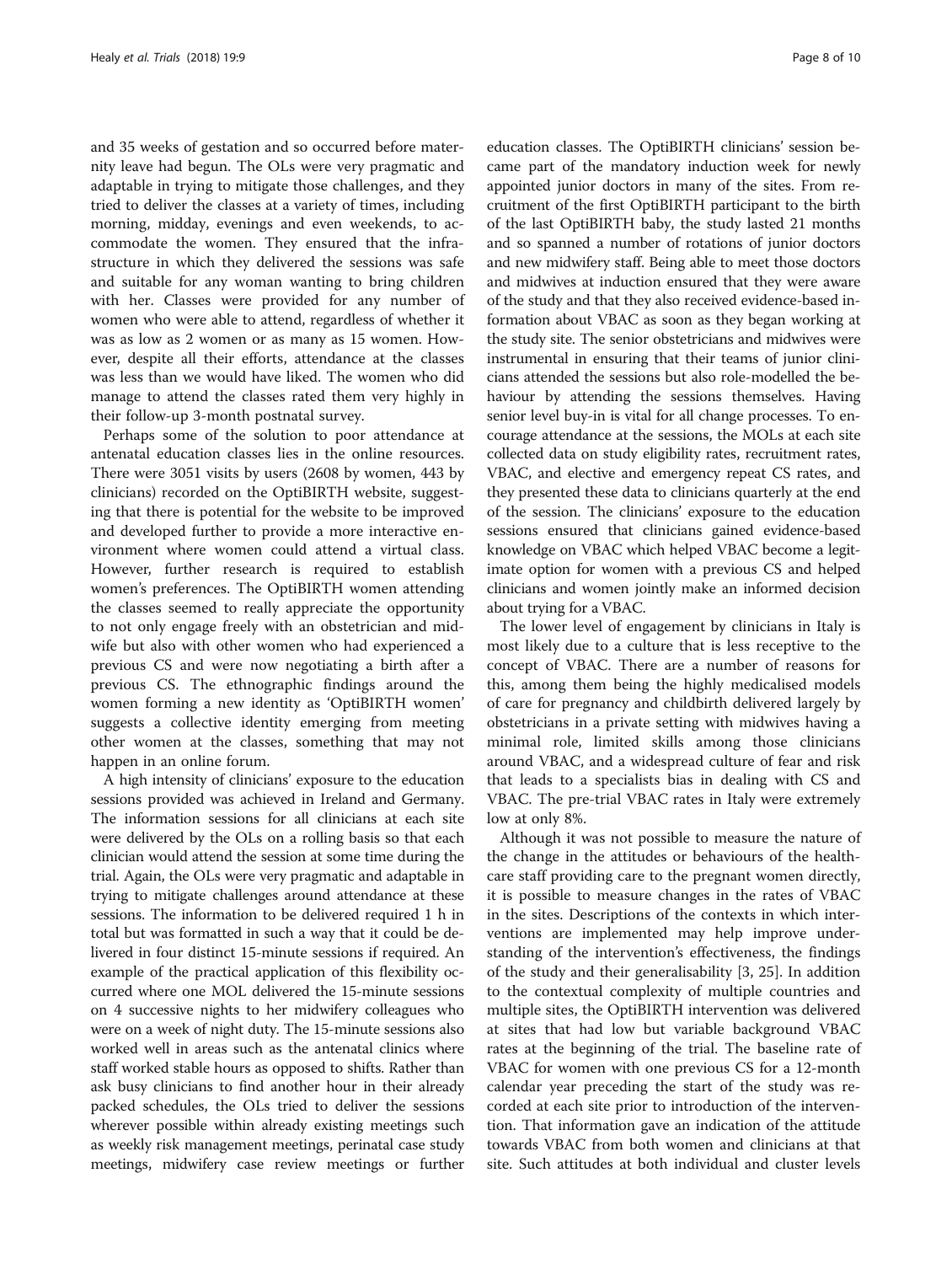and 35 weeks of gestation and so occurred before maternity leave had begun. The OLs were very pragmatic and adaptable in trying to mitigate those challenges, and they tried to deliver the classes at a variety of times, including morning, midday, evenings and even weekends, to accommodate the women. They ensured that the infrastructure in which they delivered the sessions was safe and suitable for any woman wanting to bring children with her. Classes were provided for any number of women who were able to attend, regardless of whether it was as low as 2 women or as many as 15 women. However, despite all their efforts, attendance at the classes was less than we would have liked. The women who did manage to attend the classes rated them very highly in their follow-up 3-month postnatal survey.

Perhaps some of the solution to poor attendance at antenatal education classes lies in the online resources. There were 3051 visits by users (2608 by women, 443 by clinicians) recorded on the OptiBIRTH website, suggesting that there is potential for the website to be improved and developed further to provide a more interactive environment where women could attend a virtual class. However, further research is required to establish women's preferences. The OptiBIRTH women attending the classes seemed to really appreciate the opportunity to not only engage freely with an obstetrician and midwife but also with other women who had experienced a previous CS and were now negotiating a birth after a previous CS. The ethnographic findings around the women forming a new identity as 'OptiBIRTH women' suggests a collective identity emerging from meeting other women at the classes, something that may not happen in an online forum.

A high intensity of clinicians' exposure to the education sessions provided was achieved in Ireland and Germany. The information sessions for all clinicians at each site were delivered by the OLs on a rolling basis so that each clinician would attend the session at some time during the trial. Again, the OLs were very pragmatic and adaptable in trying to mitigate challenges around attendance at these sessions. The information to be delivered required 1 h in total but was formatted in such a way that it could be delivered in four distinct 15-minute sessions if required. An example of the practical application of this flexibility occurred where one MOL delivered the 15-minute sessions on 4 successive nights to her midwifery colleagues who were on a week of night duty. The 15-minute sessions also worked well in areas such as the antenatal clinics where staff worked stable hours as opposed to shifts. Rather than ask busy clinicians to find another hour in their already packed schedules, the OLs tried to deliver the sessions wherever possible within already existing meetings such as weekly risk management meetings, perinatal case study meetings, midwifery case review meetings or further education classes. The OptiBIRTH clinicians' session became part of the mandatory induction week for newly appointed junior doctors in many of the sites. From recruitment of the first OptiBIRTH participant to the birth of the last OptiBIRTH baby, the study lasted 21 months and so spanned a number of rotations of junior doctors and new midwifery staff. Being able to meet those doctors and midwives at induction ensured that they were aware of the study and that they also received evidence-based information about VBAC as soon as they began working at the study site. The senior obstetricians and midwives were instrumental in ensuring that their teams of junior clinicians attended the sessions but also role-modelled the behaviour by attending the sessions themselves. Having senior level buy-in is vital for all change processes. To encourage attendance at the sessions, the MOLs at each site collected data on study eligibility rates, recruitment rates, VBAC, and elective and emergency repeat CS rates, and they presented these data to clinicians quarterly at the end of the session. The clinicians' exposure to the education sessions ensured that clinicians gained evidence-based knowledge on VBAC which helped VBAC become a legitimate option for women with a previous CS and helped clinicians and women jointly make an informed decision about trying for a VBAC.

The lower level of engagement by clinicians in Italy is most likely due to a culture that is less receptive to the concept of VBAC. There are a number of reasons for this, among them being the highly medicalised models of care for pregnancy and childbirth delivered largely by obstetricians in a private setting with midwives having a minimal role, limited skills among those clinicians around VBAC, and a widespread culture of fear and risk that leads to a specialists bias in dealing with CS and VBAC. The pre-trial VBAC rates in Italy were extremely low at only 8%.

Although it was not possible to measure the nature of the change in the attitudes or behaviours of the healthcare staff providing care to the pregnant women directly, it is possible to measure changes in the rates of VBAC in the sites. Descriptions of the contexts in which interventions are implemented may help improve understanding of the intervention's effectiveness, the findings of the study and their generalisability [3, 25]. In addition to the contextual complexity of multiple countries and multiple sites, the OptiBIRTH intervention was delivered at sites that had low but variable background VBAC rates at the beginning of the trial. The baseline rate of VBAC for women with one previous CS for a 12-month calendar year preceding the start of the study was recorded at each site prior to introduction of the intervention. That information gave an indication of the attitude towards VBAC from both women and clinicians at that site. Such attitudes at both individual and cluster levels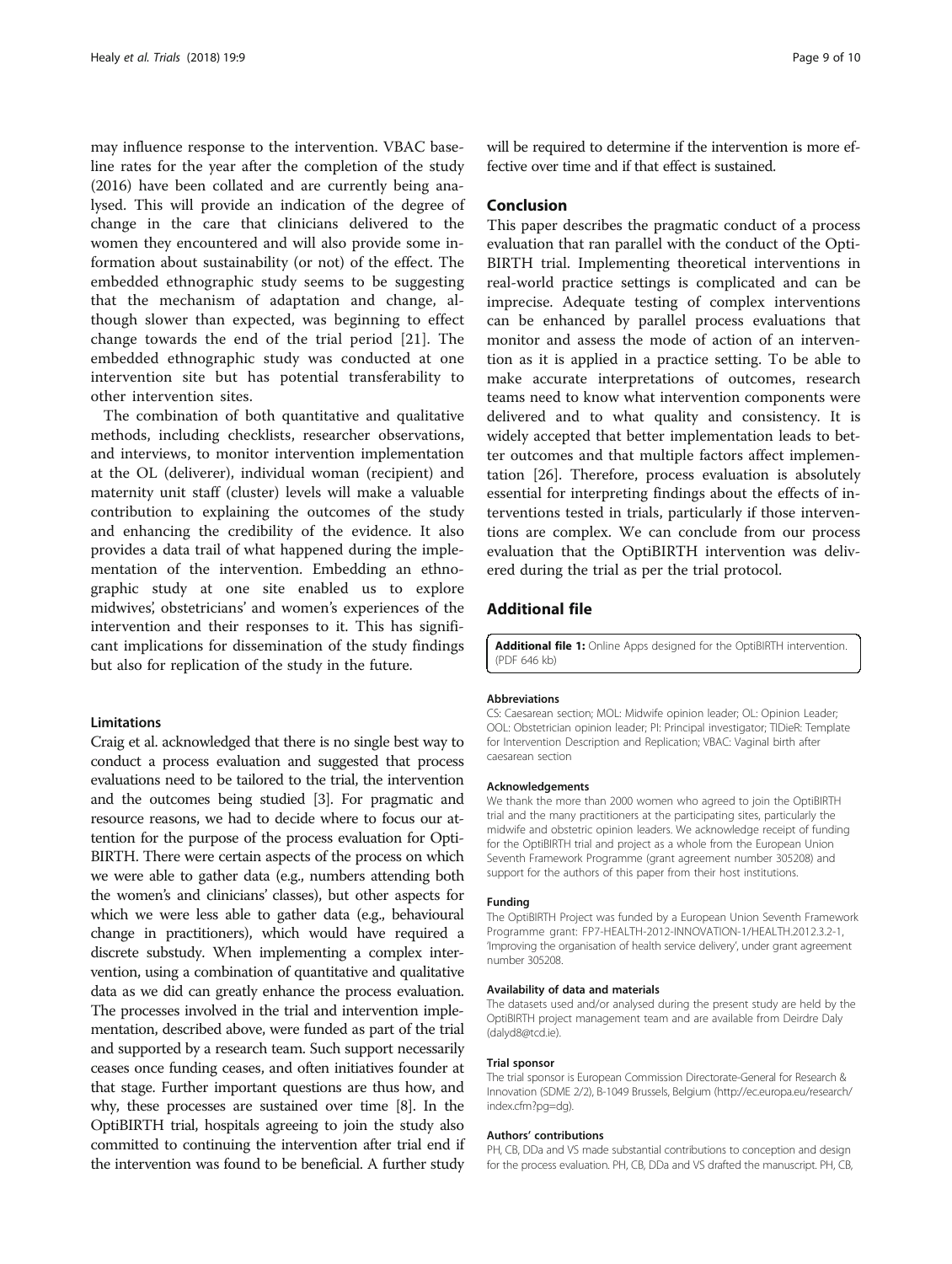may influence response to the intervention. VBAC baseline rates for the year after the completion of the study (2016) have been collated and are currently being analysed. This will provide an indication of the degree of change in the care that clinicians delivered to the women they encountered and will also provide some information about sustainability (or not) of the effect. The embedded ethnographic study seems to be suggesting that the mechanism of adaptation and change, although slower than expected, was beginning to effect change towards the end of the trial period [21]. The embedded ethnographic study was conducted at one intervention site but has potential transferability to other intervention sites.

The combination of both quantitative and qualitative methods, including checklists, researcher observations, and interviews, to monitor intervention implementation at the OL (deliverer), individual woman (recipient) and maternity unit staff (cluster) levels will make a valuable contribution to explaining the outcomes of the study and enhancing the credibility of the evidence. It also provides a data trail of what happened during the implementation of the intervention. Embedding an ethnographic study at one site enabled us to explore midwives', obstetricians' and women's experiences of the intervention and their responses to it. This has significant implications for dissemination of the study findings but also for replication of the study in the future.

### Limitations

Craig et al. acknowledged that there is no single best way to conduct a process evaluation and suggested that process evaluations need to be tailored to the trial, the intervention and the outcomes being studied [3]. For pragmatic and resource reasons, we had to decide where to focus our attention for the purpose of the process evaluation for OptiBIRTH. There were certain aspects of the process on which we were able to gather data (e.g., numbers attending both the women's and clinicians' classes), but other aspects for which we were less able to gather data (e.g., behavioural change in practitioners), which would have required a discrete substudy. When implementing a complex intervention, using a combination of quantitative and qualitative data as we did can greatly enhance the process evaluation. The processes involved in the trial and intervention implementation, described above, were funded as part of the trial and supported by a research team. Such support necessarily ceases once funding ceases, and often initiatives founder at that stage. Further important questions are thus how, and why, these processes are sustained over time [8]. In the OptiBIRTH trial, hospitals agreeing to join the study also committed to continuing the intervention after trial end if the intervention was found to be beneficial. A further study will be required to determine if the intervention is more effective over time and if that effect is sustained.

## Conclusion

This paper describes the pragmatic conduct of a process evaluation that ran parallel with the conduct of the OptiBIRTH trial. Implementing theoretical interventions in real-world practice settings is complicated and can be imprecise. Adequate testing of complex interventions can be enhanced by parallel process evaluations that monitor and assess the mode of action of an intervention as it is applied in a practice setting. To be able to make accurate interpretations of outcomes, research teams need to know what intervention components were delivered and to what quality and consistency. It is widely accepted that better implementation leads to better outcomes and that multiple factors affect implementation [26]. Therefore, process evaluation is absolutely essential for interpreting findings about the effects of interventions tested in trials, particularly if those interventions are complex. We can conclude from our process evaluation that the OptiBIRTH intervention was delivered during the trial as per the trial protocol.

## Additional file

**Additional file 1:** Online Apps designed for the OptiBIRTH intervention. (PDF 646 kb)

#### Abbreviations

CS: Caesarean section; MOL: Midwife opinion leader; OL: Opinion Leader; OOL: Obstetrician opinion leader; PI: Principal investigator; TIDieR: Template for Intervention Description and Replication; VBAC: Vaginal birth after caesarean section

#### Acknowledgements

We thank the more than 2000 women who agreed to join the OptiBIRTH trial and the many practitioners at the participating sites, particularly the midwife and obstetric opinion leaders. We acknowledge receipt of funding for the OptiBIRTH trial and project as a whole from the European Union Seventh Framework Programme (grant agreement number 305208) and support for the authors of this paper from their host institutions.

#### Funding

The OptiBIRTH Project was funded by a European Union Seventh Framework Programme grant: FP7-HEALTH-2012-INNOVATION-1/HEALTH.2012.3.2-1, 'Improving the organisation of health service delivery', under grant agreement number 305208.

#### Availability of data and materials

The datasets used and/or analysed during the present study are held by the OptiBIRTH project management team and are available from Deirdre Daly (dalyd8@tcd.ie).

#### Trial sponsor

The trial sponsor is European Commission Directorate-General for Research & Innovation (SDME 2/2), B-1049 Brussels, Belgium (http://ec.europa.eu/research/index.cfm?pg=dg).

#### Authors' contributions

PH, CB, DDa and VS made substantial contributions to conception and design for the process evaluation. PH, CB, DDa and VS drafted the manuscript. PH, CB,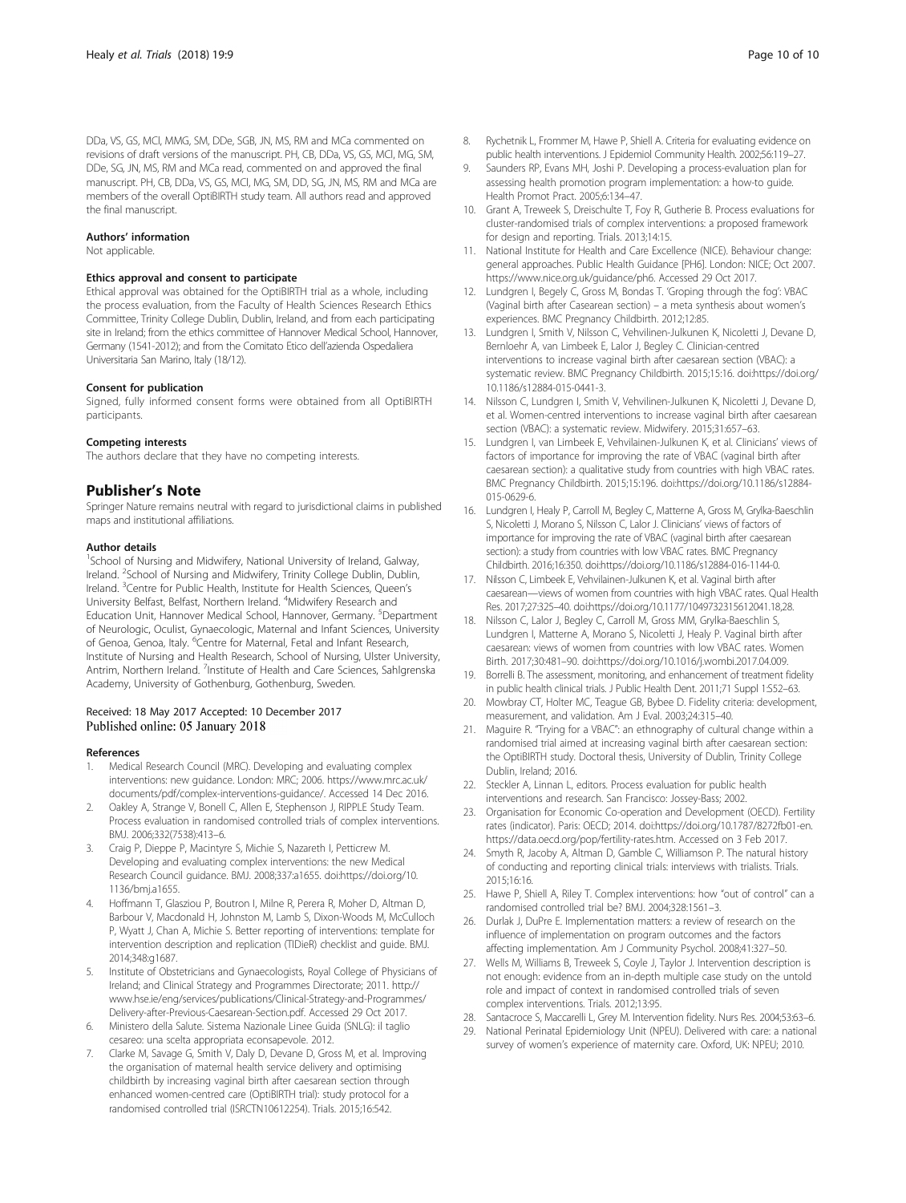DDa, VS, GS, MCl, MMG, SM, DDe, SGB, JN, MS, RM and MCa commented on revisions of draft versions of the manuscript. PH, CB, DDa, VS, GS, MCl, MG, SM, DDe, SG, JN, MS, RM and MCa read, commented on and approved the final manuscript. PH, CB, DDa, VS, GS, MCl, MG, SM, DD, SG, JN, MS, RM and MCa are members of the overall OptiBIRTH study team. All authors read and approved the final manuscript.

#### Authors' information

Not applicable.

#### Ethics approval and consent to participate

Ethical approval was obtained for the OptiBIRTH trial as a whole, including the process evaluation, from the Faculty of Health Sciences Research Ethics Committee, Trinity College Dublin, Dublin, Ireland, and from each participating site in Ireland; from the ethics committee of Hannover Medical School, Hannover, Germany (1541-2012); and from the Comitato Etico dell'azienda Ospedaliera Universitaria San Marino, Italy (18/12).

#### Consent for publication

Signed, fully informed consent forms were obtained from all OptiBIRTH participants.

#### Competing interests

The authors declare that they have no competing interests.

## Publisher's Note

Springer Nature remains neutral with regard to jurisdictional claims in published maps and institutional affiliations.

#### Author details

[1]School of Nursing and Midwifery, National University of Ireland, Galway, Ireland. [2]School of Nursing and Midwifery, Trinity College Dublin, Dublin, Ireland. [3]Centre for Public Health, Institute for Health Sciences, Queen's University Belfast, Belfast, Northern Ireland. [4]Midwifery Research and Education Unit, Hannover Medical School, Hannover, Germany. [5]Department of Neurologic, Oculist, Gynaecologic, Maternal and Infant Sciences, University of Genoa, Genoa, Italy. [6]Centre for Maternal, Fetal and Infant Research, Institute of Nursing and Health Research, School of Nursing, Ulster University, Antrim, Northern Ireland. [7]Institute of Health and Care Sciences, Sahlgrenska Academy, University of Gothenburg, Gothenburg, Sweden.

Received: 18 May 2017 Accepted: 10 December 2017
Published online: 05 January 2018

#### References

1. Medical Research Council (MRC). Developing and evaluating complex interventions: new guidance. London: MRC; 2006. https://www.mrc.ac.uk/documents/pdf/complex-interventions-guidance/. Accessed 14 Dec 2016.
2. Oakley A, Strange V, Bonell C, Allen E, Stephenson J, RIPPLE Study Team. Process evaluation in randomised controlled trials of complex interventions. BMJ. 2006;332(7538):413–6.
3. Craig P, Dieppe P, Macintyre S, Michie S, Nazareth I, Petticrew M. Developing and evaluating complex interventions: the new Medical Research Council guidance. BMJ. 2008;337:a1655. doi:https://doi.org/10.1136/bmj.a1655.
4. Hoffmann T, Glasziou P, Boutron I, Milne R, Perera R, Moher D, Altman D, Barbour V, Macdonald H, Johnston M, Lamb S, Dixon-Woods M, McCulloch P, Wyatt J, Chan A, Michie S. Better reporting of interventions: template for intervention description and replication (TIDieR) checklist and guide. BMJ. 2014;348:g1687.
5. Institute of Obstetricians and Gynaecologists, Royal College of Physicians of Ireland; and Clinical Strategy and Programmes Directorate; 2011. http://www.hse.ie/eng/services/publications/Clinical-Strategy-and-Programmes/Delivery-after-Previous-Caesarean-Section.pdf. Accessed 29 Oct 2017.
6. Ministero della Salute. Sistema Nazionale Linee Guida (SNLG): il taglio cesareo: una scelta appropriata econsapevole. 2012.
7. Clarke M, Savage G, Smith V, Daly D, Devane D, Gross M, et al. Improving the organisation of maternal health service delivery and optimising childbirth by increasing vaginal birth after caesarean section through enhanced women-centred care (OptiBIRTH trial): study protocol for a randomised controlled trial (ISRCTN10612254). Trials. 2015;16:542.
8. Rychetnik L, Frommer M, Hawe P, Shiell A. Criteria for evaluating evidence on public health interventions. J Epidemiol Community Health. 2002;56:119–27.
9. Saunders RP, Evans MH, Joshi P. Developing a process-evaluation plan for assessing health promotion program implementation: a how-to guide. Health Promot Pract. 2005;6:134–47.
10. Grant A, Treweek S, Dreischulte T, Foy R, Gutherie B. Process evaluations for cluster-randomised trials of complex interventions: a proposed framework for design and reporting. Trials. 2013;14:15.
11. National Institute for Health and Care Excellence (NICE). Behaviour change: general approaches. Public Health Guidance [PH6]. London: NICE; Oct 2007. https://www.nice.org.uk/guidance/ph6. Accessed 29 Oct 2017.
12. Lundgren I, Begely C, Gross M, Bondas T. 'Groping through the fog': VBAC (Vaginal birth after Casearean section) – a meta synthesis about women's experiences. BMC Pregnancy Childbirth. 2012;12:85.
13. Lundgren I, Smith V, Nilsson C, Vehvilinen-Julkunen K, Nicoletti J, Devane D, Bernloehr A, van Limbeek E, Lalor J, Begley C. Clinician-centred interventions to increase vaginal birth after caesarean section (VBAC): a systematic review. BMC Pregnancy Childbirth. 2015;15:16. doi:https://doi.org/10.1186/s12884-015-0441-3.
14. Nilsson C, Lundgren I, Smith V, Vehvilinen-Julkunen K, Nicoletti J, Devane D, et al. Women-centred interventions to increase vaginal birth after caesarean section (VBAC): a systematic review. Midwifery. 2015;31:657–63.
15. Lundgren I, van Limbeek E, Vehvilainen-Julkunen K, et al. Clinicians' views of factors of importance for improving the rate of VBAC (vaginal birth after caesarean section): a qualitative study from countries with high VBAC rates. BMC Pregnancy Childbirth. 2015;15:196. doi:https://doi.org/10.1186/s12884-015-0629-6.
16. Lundgren I, Healy P, Carroll M, Begley C, Matterne A, Gross M, Grylka-Baeschlin S, Nicoletti J, Morano S, Nilsson C, Lalor J. Clinicians' views of factors of importance for improving the rate of VBAC (vaginal birth after caesarean section): a study from countries with low VBAC rates. BMC Pregnancy Childbirth. 2016;16:350. doi:https://doi.org/10.1186/s12884-016-1144-0.
17. Nilsson C, Limbeek E, Vehvilainen-Julkunen K, et al. Vaginal birth after caesarean—views of women from countries with high VBAC rates. Qual Health Res. 2017;27:325–40. doi:https://doi.org/10.1177/1049732315612041.18,28.
18. Nilsson C, Lalor J, Begley C, Carroll M, Gross MM, Grylka-Baeschlin S, Lundgren I, Matterne A, Morano S, Nicoletti J, Healy P. Vaginal birth after caesarean: views of women from countries with low VBAC rates. Women Birth. 2017;30:481–90. doi:https://doi.org/10.1016/j.wombi.2017.04.009.
19. Borrelli B. The assessment, monitoring, and enhancement of treatment fidelity in public health clinical trials. J Public Health Dent. 2011;71 Suppl 1:S52–63.
20. Mowbray CT, Holter MC, Teague GB, Bybee D. Fidelity criteria: development, measurement, and validation. Am J Eval. 2003;24:315–40.
21. Maguire R. "Trying for a VBAC": an ethnography of cultural change within a randomised trial aimed at increasing vaginal birth after caesarean section: the OptiBIRTH study. Doctoral thesis, University of Dublin, Trinity College Dublin, Ireland; 2016.
22. Steckler A, Linnan L, editors. Process evaluation for public health interventions and research. San Francisco: Jossey-Bass; 2002.
23. Organisation for Economic Co-operation and Development (OECD). Fertility rates (indicator). Paris: OECD; 2014. doi:https://doi.org/10.1787/8272fb01-en. https://data.oecd.org/pop/fertility-rates.htm. Accessed on 3 Feb 2017.
24. Smyth R, Jacoby A, Altman D, Gamble C, Williamson P. The natural history of conducting and reporting clinical trials: interviews with trialists. Trials. 2015;16:16.
25. Hawe P, Shiell A, Riley T. Complex interventions: how "out of control" can a randomised controlled trial be? BMJ. 2004;328:1561–3.
26. Durlak J, DuPre E. Implementation matters: a review of research on the influence of implementation on program outcomes and the factors affecting implementation. Am J Community Psychol. 2008;41:327–50.
27. Wells M, Williams B, Treweek S, Coyle J, Taylor J. Intervention description is not enough: evidence from an in-depth multiple case study on the untold role and impact of context in randomised controlled trials of seven complex interventions. Trials. 2012;13:95.
28. Santacroce S, Maccarelli L, Grey M. Intervention fidelity. Nurs Res. 2004;53:63–6.
29. National Perinatal Epidemiology Unit (NPEU). Delivered with care: a national survey of women's experience of maternity care. Oxford, UK: NPEU; 2010.